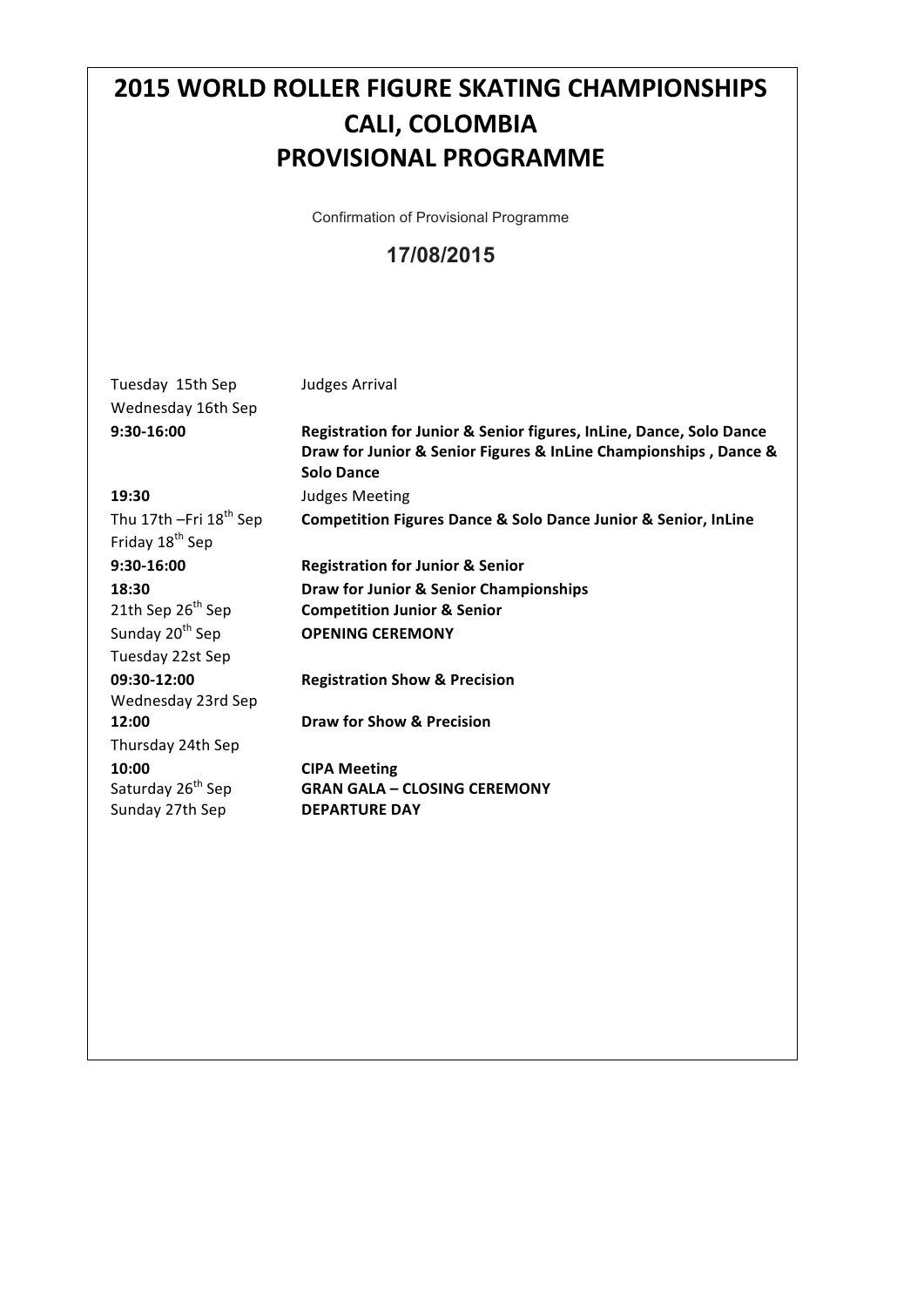# 2015 WORLD ROLLER FIGURE SKATING CHAMPIONSHIPS
# CALI, COLOMBIA
# PROVISIONAL PROGRAMME

Confirmation of Provisional Programme

**17/08/2015**

| | |
|---|---|
| Tuesday 15th Sep | Judges Arrival |
| Wednesday 16th Sep | |
| **9:30-16:00** | **Registration for Junior & Senior figures, InLine, Dance, Solo Dance** **Draw for Junior & Senior Figures & InLine Championships , Dance & Solo Dance** |
| **19:30** | Judges Meeting |
| Thu 17th –Fri 18th Sep | **Competition Figures Dance & Solo Dance Junior & Senior, InLine** |
| Friday 18th Sep | |
| **9:30-16:00** | **Registration for Junior & Senior** |
| **18:30** | **Draw for Junior & Senior Championships** |
| 21th Sep 26th Sep | **Competition Junior & Senior** |
| Sunday 20th Sep | **OPENING CEREMONY** |
| Tuesday 22st Sep | |
| **09:30-12:00** | **Registration Show & Precision** |
| Wednesday 23rd Sep | |
| **12:00** | **Draw for Show & Precision** |
| Thursday 24th Sep | |
| **10:00** | **CIPA Meeting** |
| Saturday 26th Sep | **GRAN GALA – CLOSING CEREMONY** |
| Sunday 27th Sep | **DEPARTURE DAY** |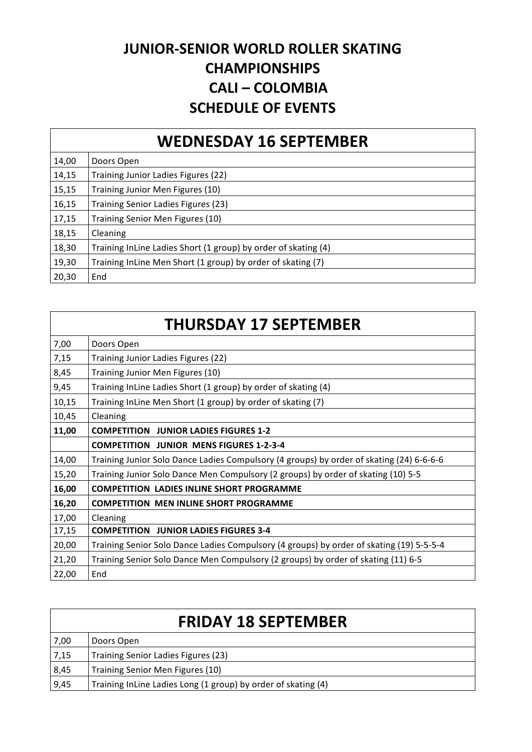# JUNIOR-SENIOR WORLD ROLLER SKATING CHAMPIONSHIPS
# CALI – COLOMBIA
# SCHEDULE OF EVENTS

| WEDNESDAY 16 SEPTEMBER | |
|---|---|
| 14,00 | Doors Open |
| 14,15 | Training Junior Ladies Figures (22) |
| 15,15 | Training Junior Men Figures (10) |
| 16,15 | Training Senior Ladies Figures (23) |
| 17,15 | Training Senior Men Figures (10) |
| 18,15 | Cleaning |
| 18,30 | Training InLine Ladies Short (1 group) by order of skating (4) |
| 19,30 | Training InLine Men Short (1 group) by order of skating (7) |
| 20,30 | End |

| THURSDAY 17 SEPTEMBER | |
|---|---|
| 7,00 | Doors Open |
| 7,15 | Training Junior Ladies Figures (22) |
| 8,45 | Training Junior Men Figures (10) |
| 9,45 | Training InLine Ladies Short (1 group) by order of skating (4) |
| 10,15 | Training InLine Men Short (1 group) by order of skating (7) |
| 10,45 | Cleaning |
| **11,00** | **COMPETITION JUNIOR LADIES FIGURES 1-2** |
| | **COMPETITION JUNIOR MENS FIGURES 1-2-3-4** |
| 14,00 | Training Junior Solo Dance Ladies Compulsory (4 groups) by order of skating (24) 6-6-6-6 |
| 15,20 | Training Junior Solo Dance Men Compulsory (2 groups) by order of skating (10) 5-5 |
| **16,00** | **COMPETITION LADIES INLINE SHORT PROGRAMME** |
| **16,20** | **COMPETITION MEN INLINE SHORT PROGRAMME** |
| 17,00 | Cleaning |
| 17,15 | **COMPETITION JUNIOR LADIES FIGURES 3-4** |
| 20,00 | Training Senior Solo Dance Ladies Compulsory (4 groups) by order of skating (19) 5-5-5-4 |
| 21,20 | Training Senior Solo Dance Men Compulsory (2 groups) by order of skating (11) 6-5 |
| 22,00 | End |

| FRIDAY 18 SEPTEMBER | |
|---|---|
| 7,00 | Doors Open |
| 7,15 | Training Senior Ladies Figures (23) |
| 8,45 | Training Senior Men Figures (10) |
| 9,45 | Training InLine Ladies Long (1 group) by order of skating (4) |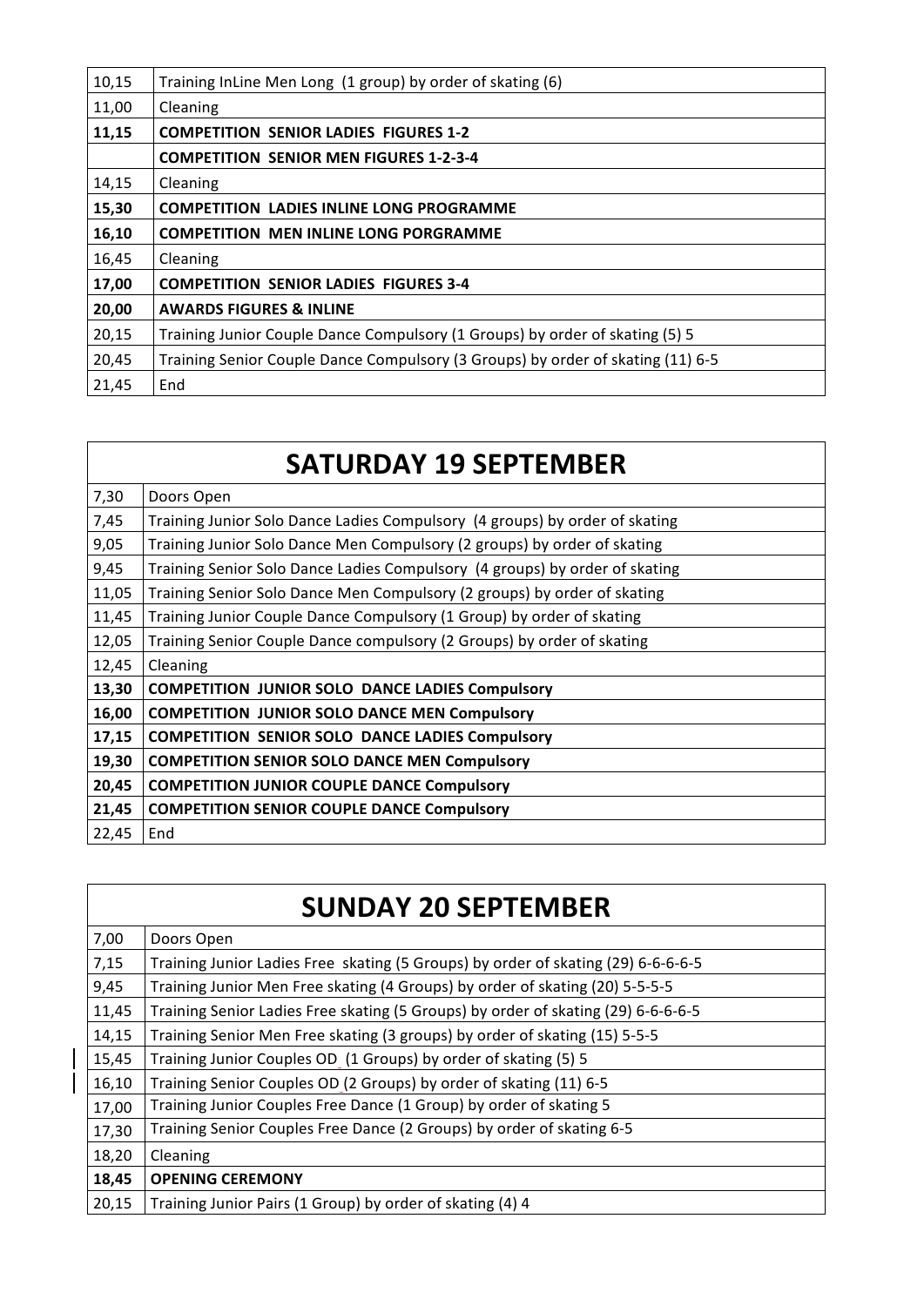| | |
|---|---|
| 10,15 | Training InLine Men Long (1 group) by order of skating (6) |
| 11,00 | Cleaning |
| **11,15** | **COMPETITION SENIOR LADIES FIGURES 1-2** |
| | **COMPETITION SENIOR MEN FIGURES 1-2-3-4** |
| 14,15 | Cleaning |
| **15,30** | **COMPETITION LADIES INLINE LONG PROGRAMME** |
| **16,10** | **COMPETITION MEN INLINE LONG PORGRAMME** |
| 16,45 | Cleaning |
| **17,00** | **COMPETITION SENIOR LADIES FIGURES 3-4** |
| **20,00** | **AWARDS FIGURES & INLINE** |
| 20,15 | Training Junior Couple Dance Compulsory (1 Groups) by order of skating (5) 5 |
| 20,45 | Training Senior Couple Dance Compulsory (3 Groups) by order of skating (11) 6-5 |
| 21,45 | End |

## SATURDAY 19 SEPTEMBER

| | |
|---|---|
| 7,30 | Doors Open |
| 7,45 | Training Junior Solo Dance Ladies Compulsory (4 groups) by order of skating |
| 9,05 | Training Junior Solo Dance Men Compulsory (2 groups) by order of skating |
| 9,45 | Training Senior Solo Dance Ladies Compulsory (4 groups) by order of skating |
| 11,05 | Training Senior Solo Dance Men Compulsory (2 groups) by order of skating |
| 11,45 | Training Junior Couple Dance Compulsory (1 Group) by order of skating |
| 12,05 | Training Senior Couple Dance compulsory (2 Groups) by order of skating |
| 12,45 | Cleaning |
| **13,30** | **COMPETITION JUNIOR SOLO DANCE LADIES Compulsory** |
| **16,00** | **COMPETITION JUNIOR SOLO DANCE MEN Compulsory** |
| **17,15** | **COMPETITION SENIOR SOLO DANCE LADIES Compulsory** |
| **19,30** | **COMPETITION SENIOR SOLO DANCE MEN Compulsory** |
| **20,45** | **COMPETITION JUNIOR COUPLE DANCE Compulsory** |
| **21,45** | **COMPETITION SENIOR COUPLE DANCE Compulsory** |
| 22,45 | End |

## SUNDAY 20 SEPTEMBER

| | |
|---|---|
| 7,00 | Doors Open |
| 7,15 | Training Junior Ladies Free skating (5 Groups) by order of skating (29) 6-6-6-6-5 |
| 9,45 | Training Junior Men Free skating (4 Groups) by order of skating (20) 5-5-5-5 |
| 11,45 | Training Senior Ladies Free skating (5 Groups) by order of skating (29) 6-6-6-6-5 |
| 14,15 | Training Senior Men Free skating (3 groups) by order of skating (15) 5-5-5 |
| 15,45 | Training Junior Couples OD (1 Groups) by order of skating (5) 5 |
| 16,10 | Training Senior Couples OD (2 Groups) by order of skating (11) 6-5 |
| 17,00 | Training Junior Couples Free Dance (1 Group) by order of skating 5 |
| 17,30 | Training Senior Couples Free Dance (2 Groups) by order of skating 6-5 |
| 18,20 | Cleaning |
| **18,45** | **OPENING CEREMONY** |
| 20,15 | Training Junior Pairs (1 Group) by order of skating (4) 4 |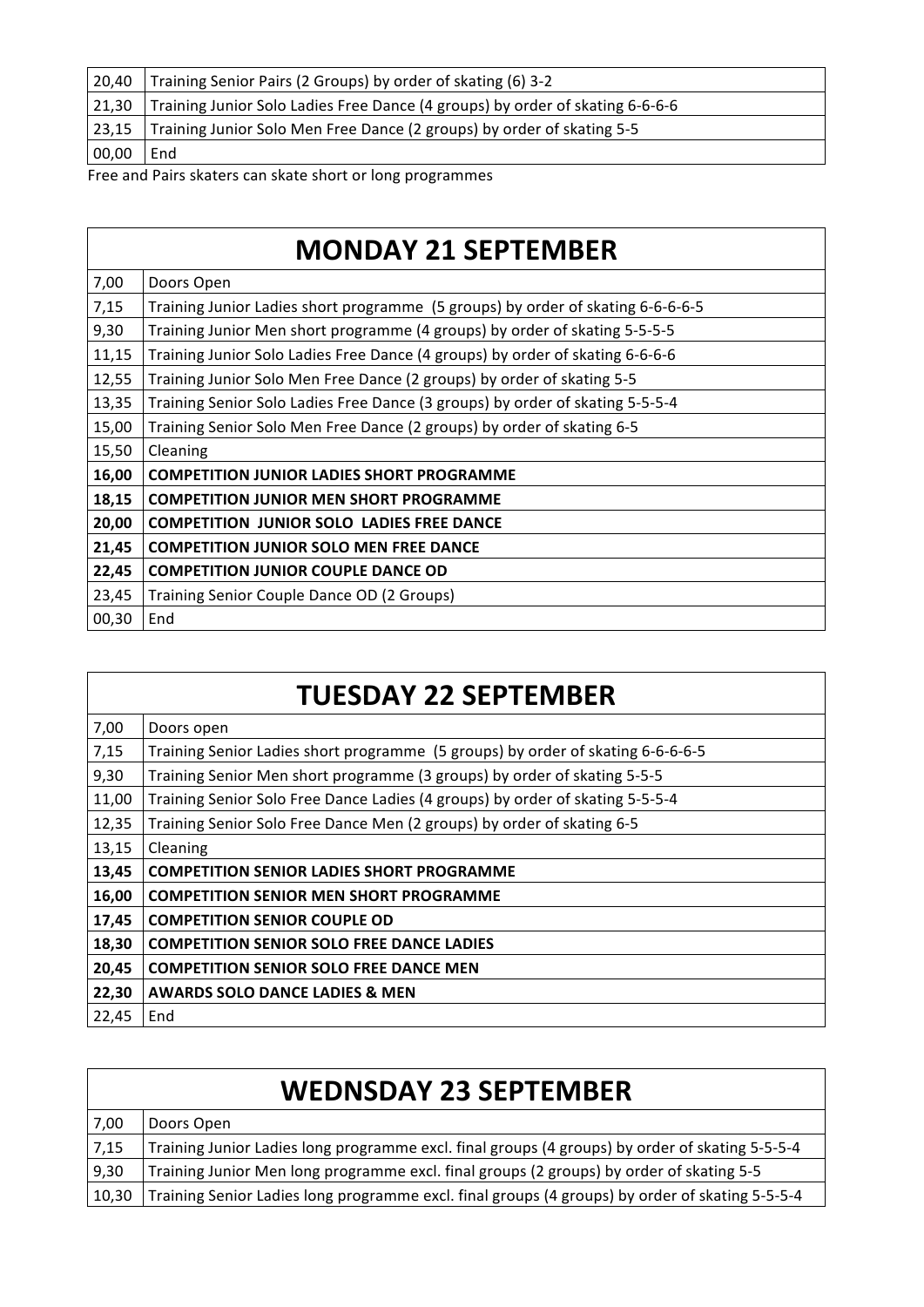| | |
|---|---|
| 20,40 | Training Senior Pairs (2 Groups) by order of skating (6) 3-2 |
| 21,30 | Training Junior Solo Ladies Free Dance (4 groups) by order of skating 6-6-6-6 |
| 23,15 | Training Junior Solo Men Free Dance (2 groups) by order of skating 5-5 |
| 00,00 | End |

Free and Pairs skaters can skate short or long programmes

## MONDAY 21 SEPTEMBER

| | |
|---|---|
| 7,00 | Doors Open |
| 7,15 | Training Junior Ladies short programme (5 groups) by order of skating 6-6-6-6-5 |
| 9,30 | Training Junior Men short programme (4 groups) by order of skating 5-5-5-5 |
| 11,15 | Training Junior Solo Ladies Free Dance (4 groups) by order of skating 6-6-6-6 |
| 12,55 | Training Junior Solo Men Free Dance (2 groups) by order of skating 5-5 |
| 13,35 | Training Senior Solo Ladies Free Dance (3 groups) by order of skating 5-5-5-4 |
| 15,00 | Training Senior Solo Men Free Dance (2 groups) by order of skating 6-5 |
| 15,50 | Cleaning |
| **16,00** | **COMPETITION JUNIOR LADIES SHORT PROGRAMME** |
| **18,15** | **COMPETITION JUNIOR MEN SHORT PROGRAMME** |
| **20,00** | **COMPETITION JUNIOR SOLO LADIES FREE DANCE** |
| **21,45** | **COMPETITION JUNIOR SOLO MEN FREE DANCE** |
| **22,45** | **COMPETITION JUNIOR COUPLE DANCE OD** |
| 23,45 | Training Senior Couple Dance OD (2 Groups) |
| 00,30 | End |

## TUESDAY 22 SEPTEMBER

| | |
|---|---|
| 7,00 | Doors open |
| 7,15 | Training Senior Ladies short programme (5 groups) by order of skating 6-6-6-6-5 |
| 9,30 | Training Senior Men short programme (3 groups) by order of skating 5-5-5 |
| 11,00 | Training Senior Solo Free Dance Ladies (4 groups) by order of skating 5-5-5-4 |
| 12,35 | Training Senior Solo Free Dance Men (2 groups) by order of skating 6-5 |
| 13,15 | Cleaning |
| **13,45** | **COMPETITION SENIOR LADIES SHORT PROGRAMME** |
| **16,00** | **COMPETITION SENIOR MEN SHORT PROGRAMME** |
| **17,45** | **COMPETITION SENIOR COUPLE OD** |
| **18,30** | **COMPETITION SENIOR SOLO FREE DANCE LADIES** |
| **20,45** | **COMPETITION SENIOR SOLO FREE DANCE MEN** |
| **22,30** | **AWARDS SOLO DANCE LADIES & MEN** |
| 22,45 | End |

## WEDNSDAY 23 SEPTEMBER

| | |
|---|---|
| 7,00 | Doors Open |
| 7,15 | Training Junior Ladies long programme excl. final groups (4 groups) by order of skating 5-5-5-4 |
| 9,30 | Training Junior Men long programme excl. final groups (2 groups) by order of skating 5-5 |
| 10,30 | Training Senior Ladies long programme excl. final groups (4 groups) by order of skating 5-5-5-4 |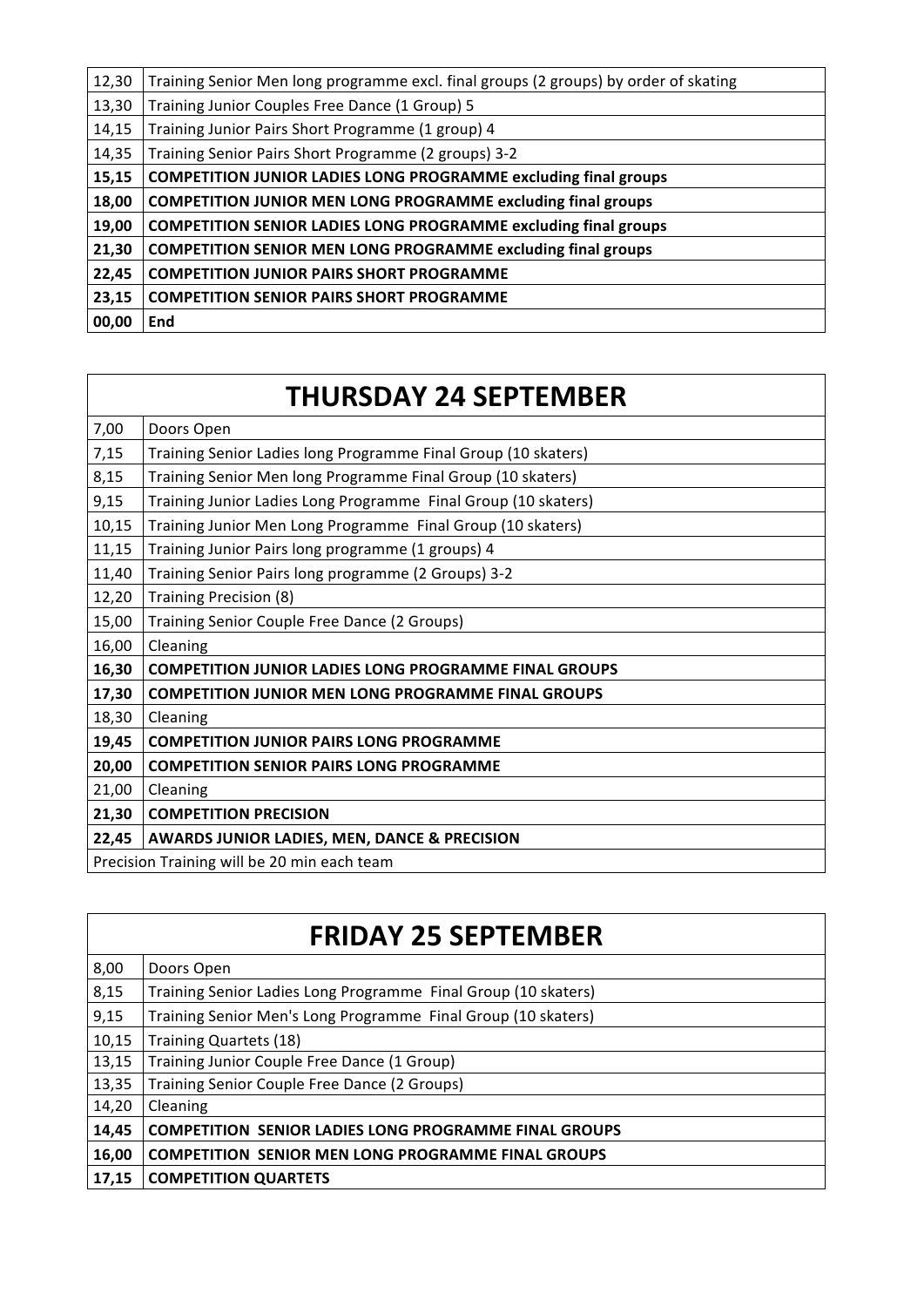| | |
|---|---|
| 12,30 | Training Senior Men long programme excl. final groups (2 groups) by order of skating |
| 13,30 | Training Junior Couples Free Dance (1 Group) 5 |
| 14,15 | Training Junior Pairs Short Programme (1 group) 4 |
| 14,35 | Training Senior Pairs Short Programme (2 groups) 3-2 |
| **15,15** | **COMPETITION JUNIOR LADIES LONG PROGRAMME excluding final groups** |
| **18,00** | **COMPETITION JUNIOR MEN LONG PROGRAMME excluding final groups** |
| **19,00** | **COMPETITION SENIOR LADIES LONG PROGRAMME excluding final groups** |
| **21,30** | **COMPETITION SENIOR MEN LONG PROGRAMME excluding final groups** |
| **22,45** | **COMPETITION JUNIOR PAIRS SHORT PROGRAMME** |
| **23,15** | **COMPETITION SENIOR PAIRS SHORT PROGRAMME** |
| **00,00** | **End** |

## THURSDAY 24 SEPTEMBER

| | |
|---|---|
| 7,00 | Doors Open |
| 7,15 | Training Senior Ladies long Programme Final Group (10 skaters) |
| 8,15 | Training Senior Men long Programme Final Group (10 skaters) |
| 9,15 | Training Junior Ladies Long Programme Final Group (10 skaters) |
| 10,15 | Training Junior Men Long Programme Final Group (10 skaters) |
| 11,15 | Training Junior Pairs long programme (1 groups) 4 |
| 11,40 | Training Senior Pairs long programme (2 Groups) 3-2 |
| 12,20 | Training Precision (8) |
| 15,00 | Training Senior Couple Free Dance (2 Groups) |
| 16,00 | Cleaning |
| **16,30** | **COMPETITION JUNIOR LADIES LONG PROGRAMME FINAL GROUPS** |
| **17,30** | **COMPETITION JUNIOR MEN LONG PROGRAMME FINAL GROUPS** |
| 18,30 | Cleaning |
| **19,45** | **COMPETITION JUNIOR PAIRS LONG PROGRAMME** |
| **20,00** | **COMPETITION SENIOR PAIRS LONG PROGRAMME** |
| 21,00 | Cleaning |
| **21,30** | **COMPETITION PRECISION** |
| **22,45** | **AWARDS JUNIOR LADIES, MEN, DANCE & PRECISION** |
| Precision Training will be 20 min each team | |

## FRIDAY 25 SEPTEMBER

| | |
|---|---|
| 8,00 | Doors Open |
| 8,15 | Training Senior Ladies Long Programme Final Group (10 skaters) |
| 9,15 | Training Senior Men's Long Programme Final Group (10 skaters) |
| 10,15 | Training Quartets (18) |
| 13,15 | Training Junior Couple Free Dance (1 Group) |
| 13,35 | Training Senior Couple Free Dance (2 Groups) |
| 14,20 | Cleaning |
| **14,45** | **COMPETITION SENIOR LADIES LONG PROGRAMME FINAL GROUPS** |
| **16,00** | **COMPETITION SENIOR MEN LONG PROGRAMME FINAL GROUPS** |
| **17,15** | **COMPETITION QUARTETS** |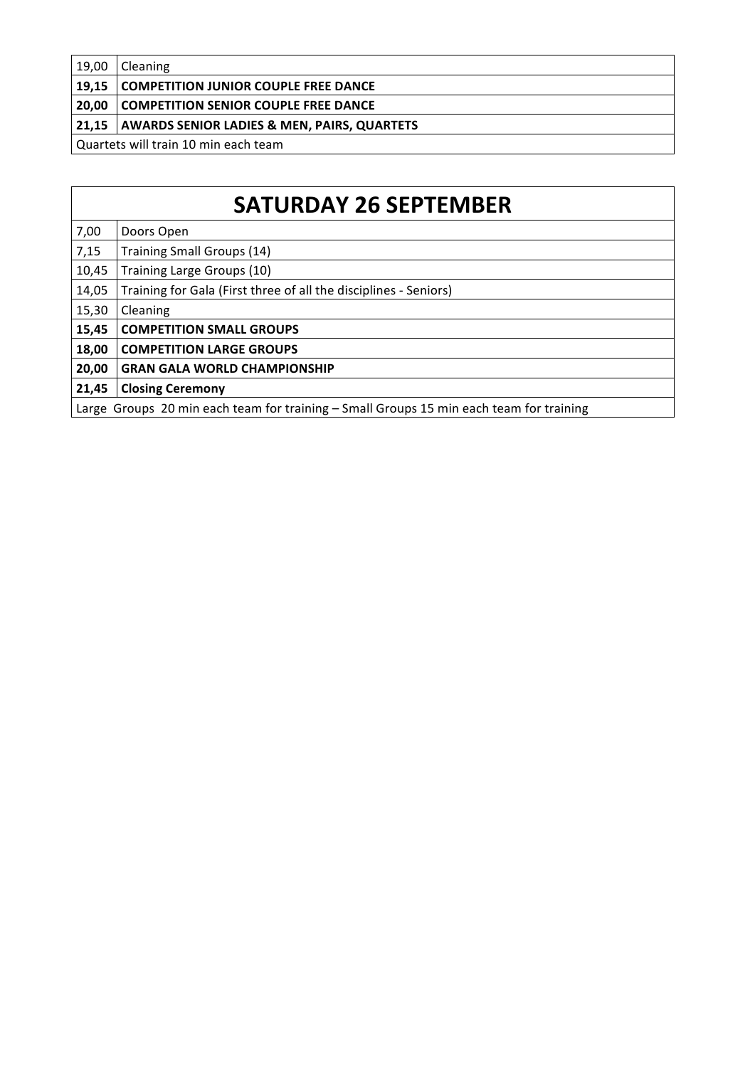| | |
|---|---|
| 19,00 | Cleaning |
| **19,15** | **COMPETITION JUNIOR COUPLE FREE DANCE** |
| **20,00** | **COMPETITION SENIOR COUPLE FREE DANCE** |
| **21,15** | **AWARDS SENIOR LADIES & MEN, PAIRS, QUARTETS** |
| Quartets will train 10 min each team | |

## SATURDAY 26 SEPTEMBER

| | |
|---|---|
| 7,00 | Doors Open |
| 7,15 | Training Small Groups (14) |
| 10,45 | Training Large Groups (10) |
| 14,05 | Training for Gala (First three of all the disciplines - Seniors) |
| 15,30 | Cleaning |
| **15,45** | **COMPETITION SMALL GROUPS** |
| **18,00** | **COMPETITION LARGE GROUPS** |
| **20,00** | **GRAN GALA WORLD CHAMPIONSHIP** |
| **21,45** | **Closing Ceremony** |
| Large Groups 20 min each team for training – Small Groups 15 min each team for training | |